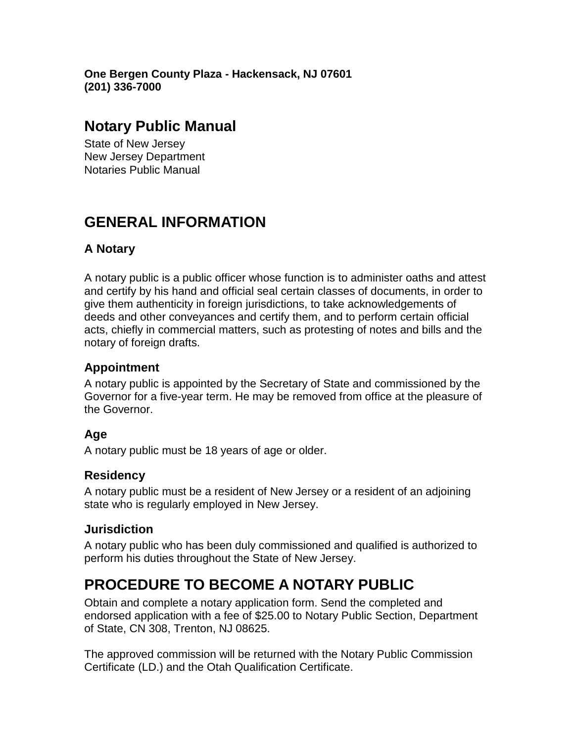**One Bergen County Plaza - Hackensack, NJ 07601**
**(201) 336-7000**

# Notary Public Manual

State of New Jersey
New Jersey Department
Notaries Public Manual

# GENERAL INFORMATION

### A Notary

A notary public is a public officer whose function is to administer oaths and attest and certify by his hand and official seal certain classes of documents, in order to give them authenticity in foreign jurisdictions, to take acknowledgements of deeds and other conveyances and certify them, and to perform certain official acts, chiefly in commercial matters, such as protesting of notes and bills and the notary of foreign drafts.

### Appointment

A notary public is appointed by the Secretary of State and commissioned by the Governor for a five-year term. He may be removed from office at the pleasure of the Governor.

### Age

A notary public must be 18 years of age or older.

### Residency

A notary public must be a resident of New Jersey or a resident of an adjoining state who is regularly employed in New Jersey.

### Jurisdiction

A notary public who has been duly commissioned and qualified is authorized to perform his duties throughout the State of New Jersey.

# PROCEDURE TO BECOME A NOTARY PUBLIC

Obtain and complete a notary application form. Send the completed and endorsed application with a fee of $25.00 to Notary Public Section, Department of State, CN 308, Trenton, NJ 08625.

The approved commission will be returned with the Notary Public Commission Certificate (LD.) and the Otah Qualification Certificate.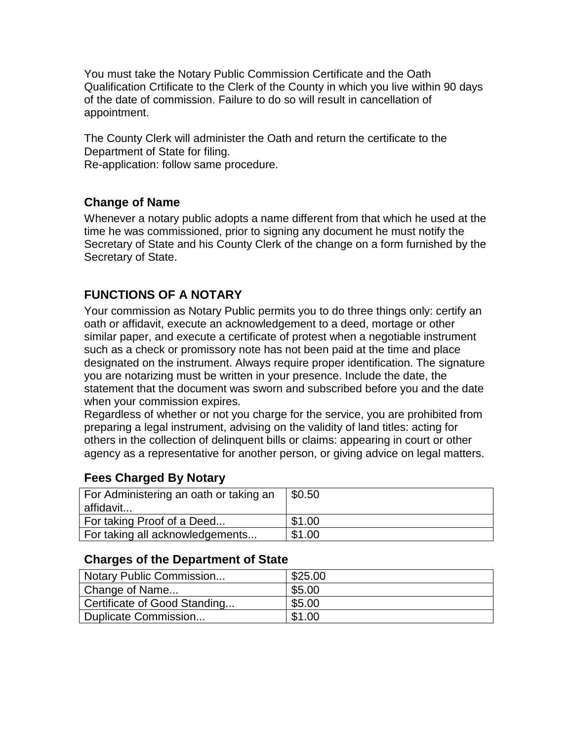You must take the Notary Public Commission Certificate and the Oath Qualification Crtificate to the Clerk of the County in which you live within 90 days of the date of commission. Failure to do so will result in cancellation of appointment.

The County Clerk will administer the Oath and return the certificate to the Department of State for filing.
Re-application: follow same procedure.

### Change of Name

Whenever a notary public adopts a name different from that which he used at the time he was commissioned, prior to signing any document he must notify the Secretary of State and his County Clerk of the change on a form furnished by the Secretary of State.

## FUNCTIONS OF A NOTARY

Your commission as Notary Public permits you to do three things only: certify an oath or affidavit, execute an acknowledgement to a deed, mortage or other similar paper, and execute a certificate of protest when a negotiable instrument such as a check or promissory note has not been paid at the time and place designated on the instrument. Always require proper identification. The signature you are notarizing must be written in your presence. Include the date, the statement that the document was sworn and subscribed before you and the date when your commission expires.
Regardless of whether or not you charge for the service, you are prohibited from preparing a legal instrument, advising on the validity of land titles: acting for others in the collection of delinquent bills or claims: appearing in court or other agency as a representative for another person, or giving advice on legal matters.

### Fees Charged By Notary

| Service | Fee |
|---|---|
| For Administering an oath or taking an affidavit... | $0.50 |
| For taking Proof of a Deed... | $1.00 |
| For taking all acknowledgements... | $1.00 |

### Charges of the Department of State

| Service | Fee |
|---|---|
| Notary Public Commission... | $25.00 |
| Change of Name... | $5.00 |
| Certificate of Good Standing... | $5.00 |
| Duplicate Commission... | $1.00 |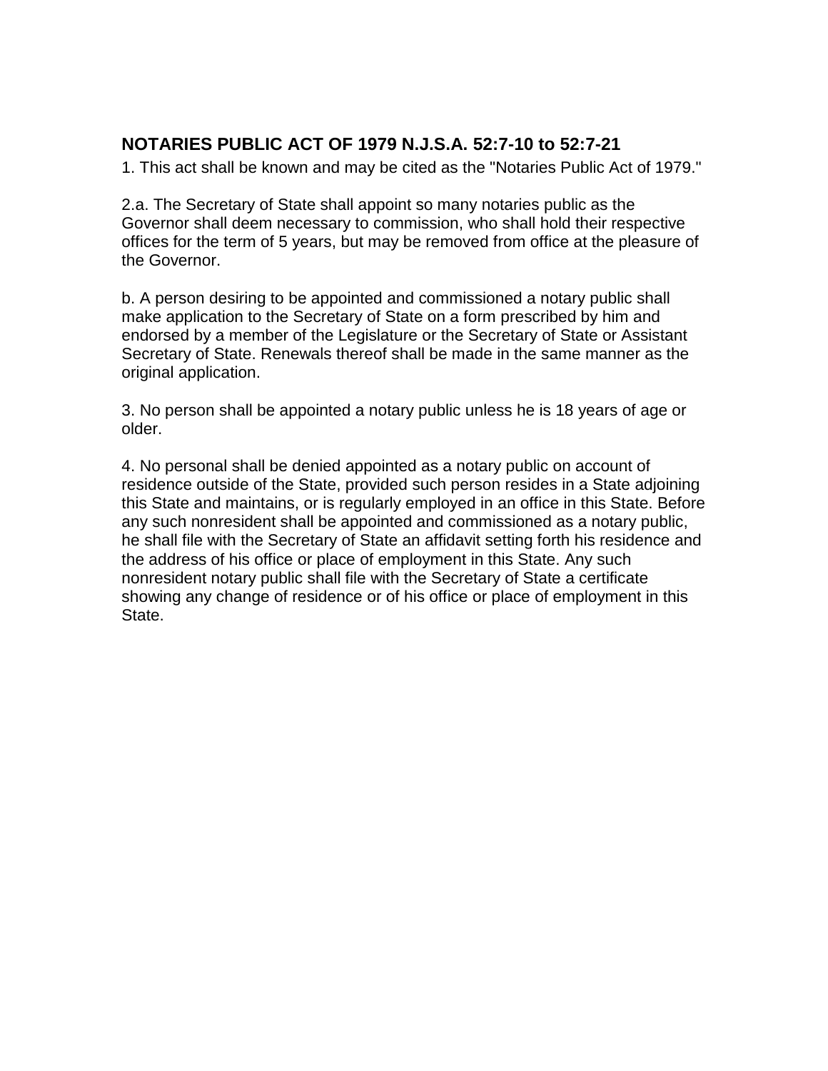## NOTARIES PUBLIC ACT OF 1979 N.J.S.A. 52:7-10 to 52:7-21

1. This act shall be known and may be cited as the "Notaries Public Act of 1979."

2.a. The Secretary of State shall appoint so many notaries public as the Governor shall deem necessary to commission, who shall hold their respective offices for the term of 5 years, but may be removed from office at the pleasure of the Governor.

b. A person desiring to be appointed and commissioned a notary public shall make application to the Secretary of State on a form prescribed by him and endorsed by a member of the Legislature or the Secretary of State or Assistant Secretary of State. Renewals thereof shall be made in the same manner as the original application.

3. No person shall be appointed a notary public unless he is 18 years of age or older.

4. No personal shall be denied appointed as a notary public on account of residence outside of the State, provided such person resides in a State adjoining this State and maintains, or is regularly employed in an office in this State. Before any such nonresident shall be appointed and commissioned as a notary public, he shall file with the Secretary of State an affidavit setting forth his residence and the address of his office or place of employment in this State. Any such nonresident notary public shall file with the Secretary of State a certificate showing any change of residence or of his office or place of employment in this State.